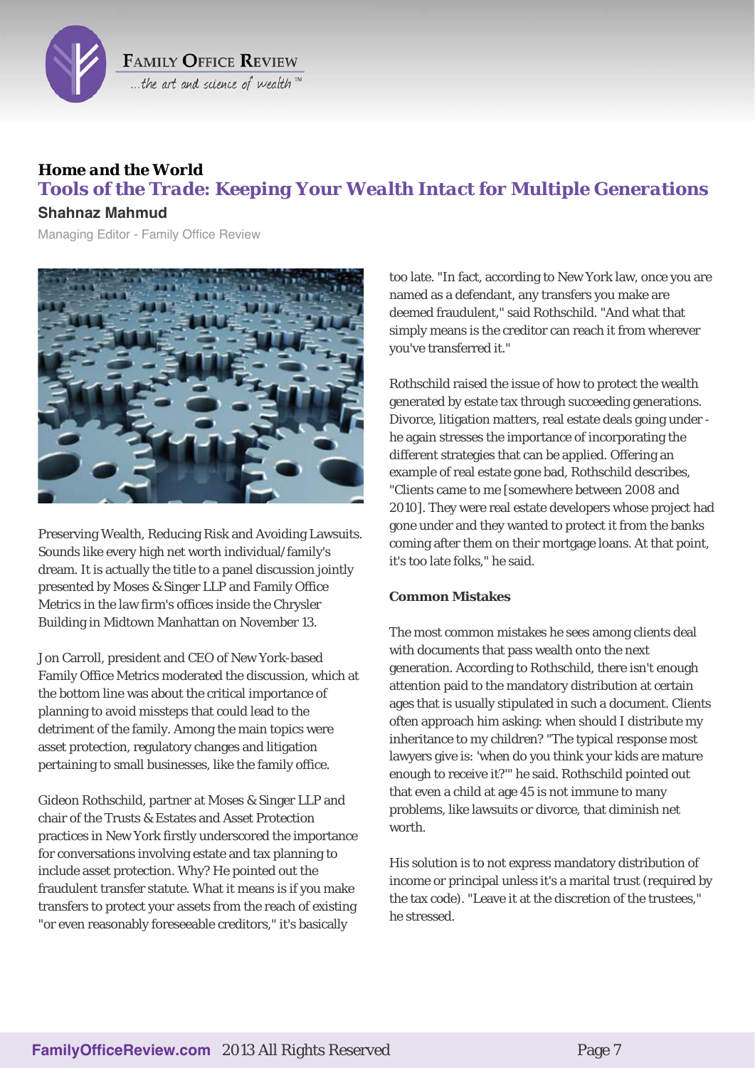**Home and the World**

# Tools of the Trade: Keeping Your Wealth Intact for Multiple Generations

**Shahnaz Mahmud**

Managing Editor - Family Office Review

Preserving Wealth, Reducing Risk and Avoiding Lawsuits. Sounds like every high net worth individual/family's dream. It is actually the title to a panel discussion jointly presented by Moses & Singer LLP and Family Office Metrics in the law firm's offices inside the Chrysler Building in Midtown Manhattan on November 13.

Jon Carroll, president and CEO of New York-based Family Office Metrics moderated the discussion, which at the bottom line was about the critical importance of planning to avoid missteps that could lead to the detriment of the family. Among the main topics were asset protection, regulatory changes and litigation pertaining to small businesses, like the family office.

Gideon Rothschild, partner at Moses & Singer LLP and chair of the Trusts & Estates and Asset Protection practices in New York firstly underscored the importance for conversations involving estate and tax planning to include asset protection. Why? He pointed out the fraudulent transfer statute. What it means is if you make transfers to protect your assets from the reach of existing "or even reasonably foreseeable creditors," it's basically too late. "In fact, according to New York law, once you are named as a defendant, any transfers you make are deemed fraudulent," said Rothschild. "And what that simply means is the creditor can reach it from wherever you've transferred it."

Rothschild raised the issue of how to protect the wealth generated by estate tax through succeeding generations. Divorce, litigation matters, real estate deals going under - he again stresses the importance of incorporating the different strategies that can be applied. Offering an example of real estate gone bad, Rothschild describes, "Clients came to me [somewhere between 2008 and 2010]. They were real estate developers whose project had gone under and they wanted to protect it from the banks coming after them on their mortgage loans. At that point, it's too late folks," he said.

**Common Mistakes**

The most common mistakes he sees among clients deal with documents that pass wealth onto the next generation. According to Rothschild, there isn't enough attention paid to the mandatory distribution at certain ages that is usually stipulated in such a document. Clients often approach him asking: when should I distribute my inheritance to my children? "The typical response most lawyers give is: 'when do you think your kids are mature enough to receive it?'" he said. Rothschild pointed out that even a child at age 45 is not immune to many problems, like lawsuits or divorce, that diminish net worth.

His solution is to not express mandatory distribution of income or principal unless it's a marital trust (required by the tax code). "Leave it at the discretion of the trustees," he stressed.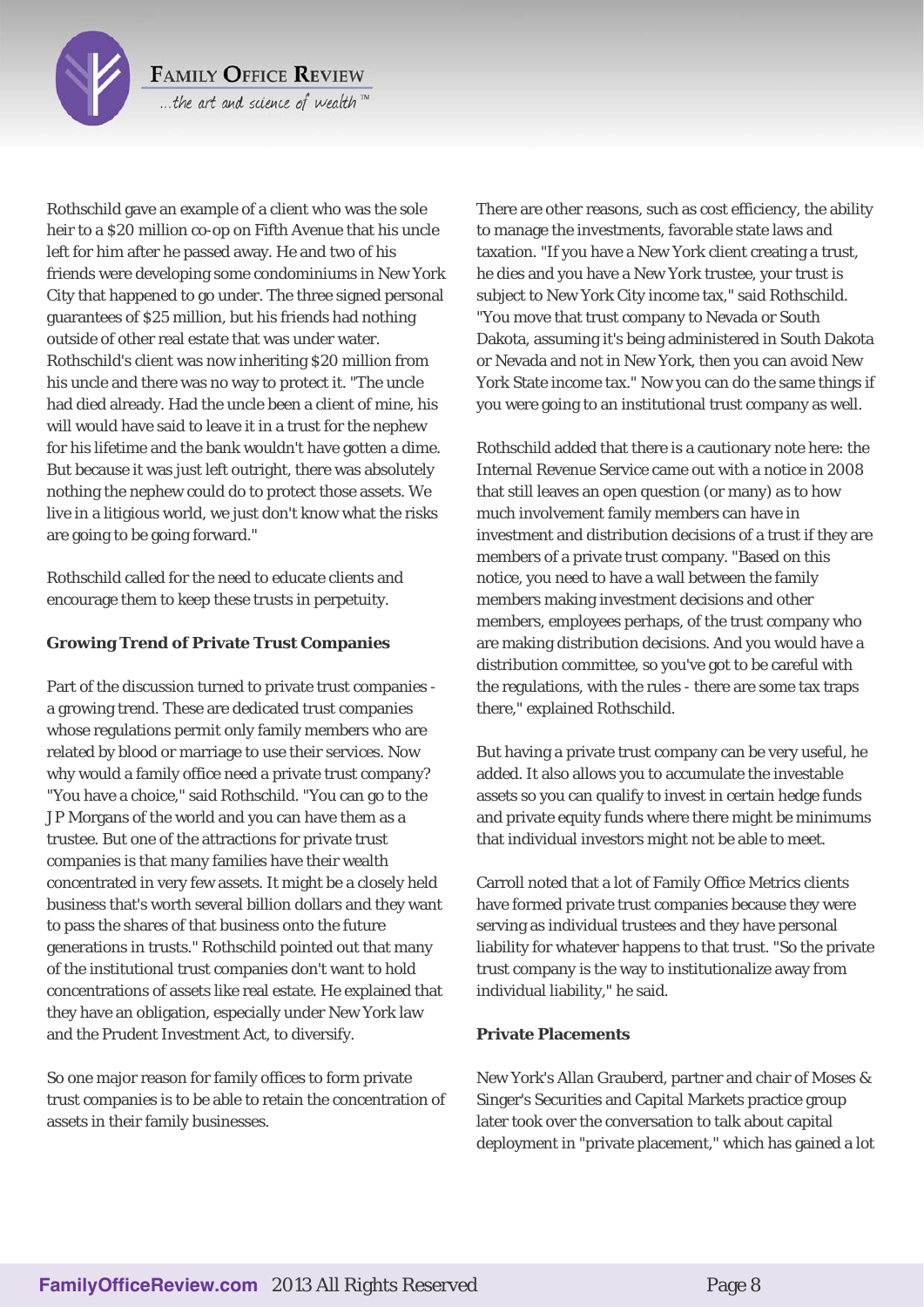Rothschild gave an example of a client who was the sole heir to a $20 million co-op on Fifth Avenue that his uncle left for him after he passed away. He and two of his friends were developing some condominiums in New York City that happened to go under. The three signed personal guarantees of $25 million, but his friends had nothing outside of other real estate that was under water. Rothschild's client was now inheriting $20 million from his uncle and there was no way to protect it. "The uncle had died already. Had the uncle been a client of mine, his will would have said to leave it in a trust for the nephew for his lifetime and the bank wouldn't have gotten a dime. But because it was just left outright, there was absolutely nothing the nephew could do to protect those assets. We live in a litigious world, we just don't know what the risks are going to be going forward."

Rothschild called for the need to educate clients and encourage them to keep these trusts in perpetuity.

**Growing Trend of Private Trust Companies**

Part of the discussion turned to private trust companies - a growing trend. These are dedicated trust companies whose regulations permit only family members who are related by blood or marriage to use their services. Now why would a family office need a private trust company? "You have a choice," said Rothschild. "You can go to the J P Morgans of the world and you can have them as a trustee. But one of the attractions for private trust companies is that many families have their wealth concentrated in very few assets. It might be a closely held business that's worth several billion dollars and they want to pass the shares of that business onto the future generations in trusts." Rothschild pointed out that many of the institutional trust companies don't want to hold concentrations of assets like real estate. He explained that they have an obligation, especially under New York law and the Prudent Investment Act, to diversify.

So one major reason for family offices to form private trust companies is to be able to retain the concentration of assets in their family businesses.

There are other reasons, such as cost efficiency, the ability to manage the investments, favorable state laws and taxation. "If you have a New York client creating a trust, he dies and you have a New York trustee, your trust is subject to New York City income tax," said Rothschild. "You move that trust company to Nevada or South Dakota, assuming it's being administered in South Dakota or Nevada and not in New York, then you can avoid New York State income tax." Now you can do the same things if you were going to an institutional trust company as well.

Rothschild added that there is a cautionary note here: the Internal Revenue Service came out with a notice in 2008 that still leaves an open question (or many) as to how much involvement family members can have in investment and distribution decisions of a trust if they are members of a private trust company. "Based on this notice, you need to have a wall between the family members making investment decisions and other members, employees perhaps, of the trust company who are making distribution decisions. And you would have a distribution committee, so you've got to be careful with the regulations, with the rules - there are some tax traps there," explained Rothschild.

But having a private trust company can be very useful, he added. It also allows you to accumulate the investable assets so you can qualify to invest in certain hedge funds and private equity funds where there might be minimums that individual investors might not be able to meet.

Carroll noted that a lot of Family Office Metrics clients have formed private trust companies because they were serving as individual trustees and they have personal liability for whatever happens to that trust. "So the private trust company is the way to institutionalize away from individual liability," he said.

**Private Placements**

New York's Allan Grauberd, partner and chair of Moses & Singer's Securities and Capital Markets practice group later took over the conversation to talk about capital deployment in "private placement," which has gained a lot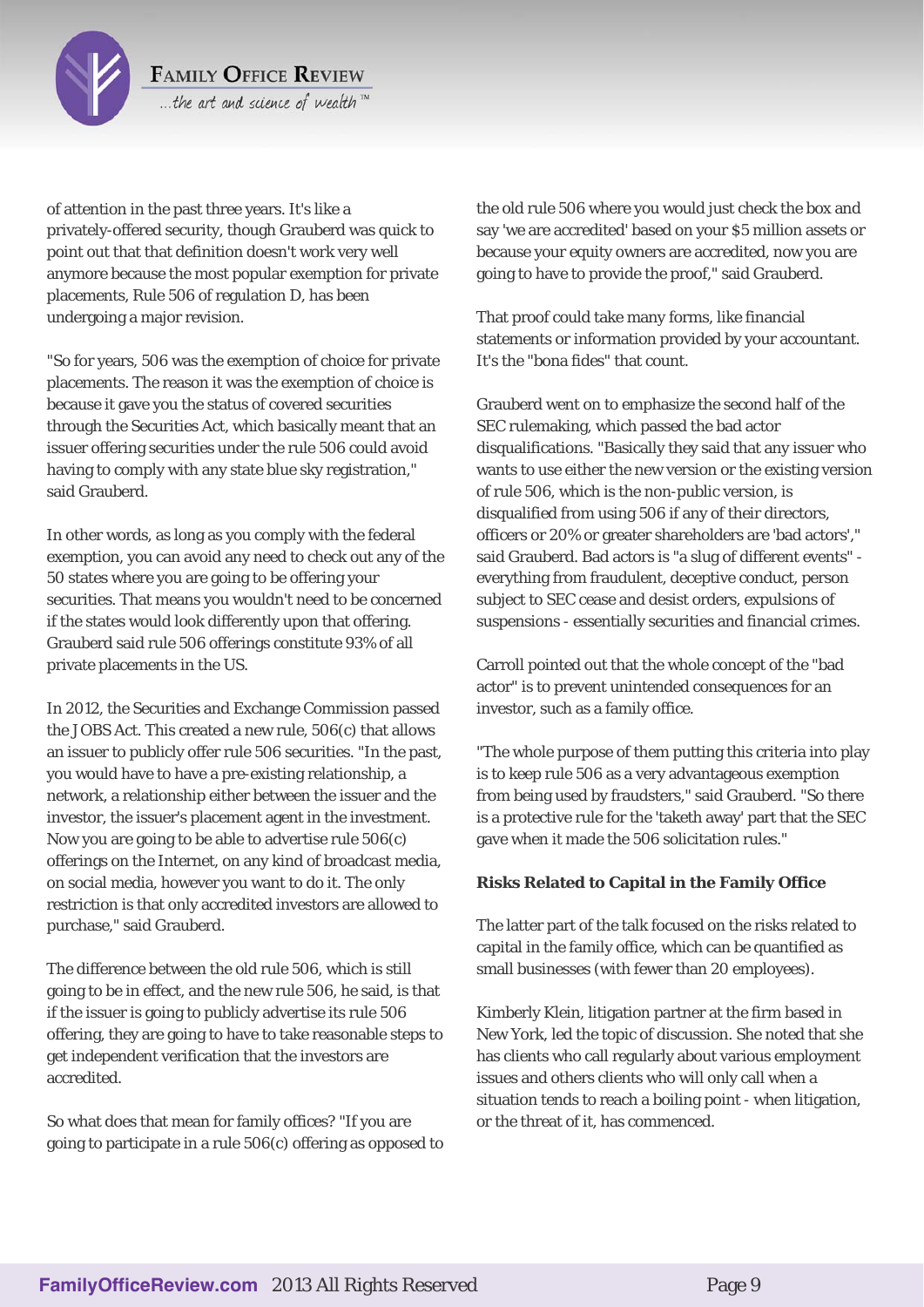of attention in the past three years. It's like a privately-offered security, though Grauberd was quick to point out that that definition doesn't work very well anymore because the most popular exemption for private placements, Rule 506 of regulation D, has been undergoing a major revision.

"So for years, 506 was the exemption of choice for private placements. The reason it was the exemption of choice is because it gave you the status of covered securities through the Securities Act, which basically meant that an issuer offering securities under the rule 506 could avoid having to comply with any state blue sky registration," said Grauberd.

In other words, as long as you comply with the federal exemption, you can avoid any need to check out any of the 50 states where you are going to be offering your securities. That means you wouldn't need to be concerned if the states would look differently upon that offering. Grauberd said rule 506 offerings constitute 93% of all private placements in the US.

In 2012, the Securities and Exchange Commission passed the JOBS Act. This created a new rule, 506(c) that allows an issuer to publicly offer rule 506 securities. "In the past, you would have to have a pre-existing relationship, a network, a relationship either between the issuer and the investor, the issuer's placement agent in the investment. Now you are going to be able to advertise rule 506(c) offerings on the Internet, on any kind of broadcast media, on social media, however you want to do it. The only restriction is that only accredited investors are allowed to purchase," said Grauberd.

The difference between the old rule 506, which is still going to be in effect, and the new rule 506, he said, is that if the issuer is going to publicly advertise its rule 506 offering, they are going to have to take reasonable steps to get independent verification that the investors are accredited.

So what does that mean for family offices? "If you are going to participate in a rule 506(c) offering as opposed to the old rule 506 where you would just check the box and say 'we are accredited' based on your $5 million assets or because your equity owners are accredited, now you are going to have to provide the proof," said Grauberd.

That proof could take many forms, like financial statements or information provided by your accountant. It's the "bona fides" that count.

Grauberd went on to emphasize the second half of the SEC rulemaking, which passed the bad actor disqualifications. "Basically they said that any issuer who wants to use either the new version or the existing version of rule 506, which is the non-public version, is disqualified from using 506 if any of their directors, officers or 20% or greater shareholders are 'bad actors'," said Grauberd. Bad actors is "a slug of different events" - everything from fraudulent, deceptive conduct, person subject to SEC cease and desist orders, expulsions of suspensions - essentially securities and financial crimes.

Carroll pointed out that the whole concept of the "bad actor" is to prevent unintended consequences for an investor, such as a family office.

"The whole purpose of them putting this criteria into play is to keep rule 506 as a very advantageous exemption from being used by fraudsters," said Grauberd. "So there is a protective rule for the 'taketh away' part that the SEC gave when it made the 506 solicitation rules."

**Risks Related to Capital in the Family Office**

The latter part of the talk focused on the risks related to capital in the family office, which can be quantified as small businesses (with fewer than 20 employees).

Kimberly Klein, litigation partner at the firm based in New York, led the topic of discussion. She noted that she has clients who call regularly about various employment issues and others clients who will only call when a situation tends to reach a boiling point - when litigation, or the threat of it, has commenced.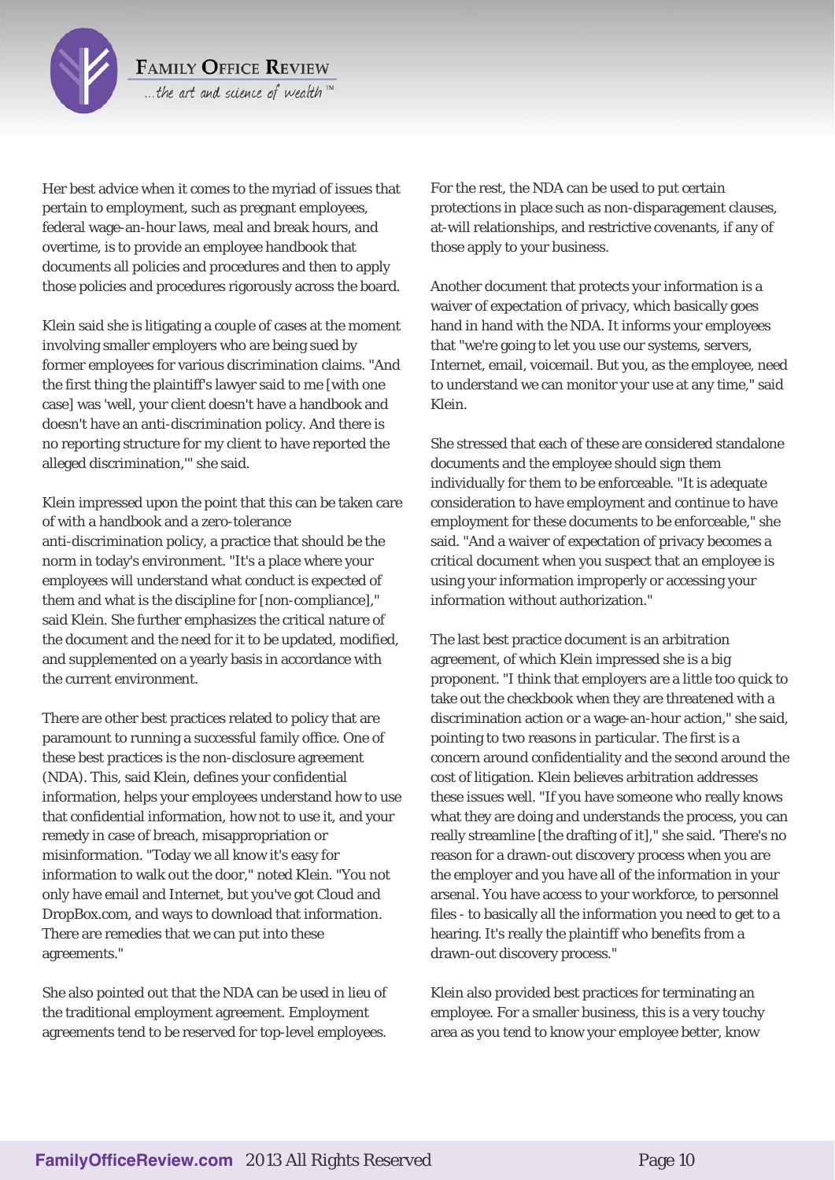Her best advice when it comes to the myriad of issues that pertain to employment, such as pregnant employees, federal wage-an-hour laws, meal and break hours, and overtime, is to provide an employee handbook that documents all policies and procedures and then to apply those policies and procedures rigorously across the board.

Klein said she is litigating a couple of cases at the moment involving smaller employers who are being sued by former employees for various discrimination claims. "And the first thing the plaintiff's lawyer said to me [with one case] was 'well, your client doesn't have a handbook and doesn't have an anti-discrimination policy. And there is no reporting structure for my client to have reported the alleged discrimination,'" she said.

Klein impressed upon the point that this can be taken care of with a handbook and a zero-tolerance anti-discrimination policy, a practice that should be the norm in today's environment. "It's a place where your employees will understand what conduct is expected of them and what is the discipline for [non-compliance]," said Klein. She further emphasizes the critical nature of the document and the need for it to be updated, modified, and supplemented on a yearly basis in accordance with the current environment.

There are other best practices related to policy that are paramount to running a successful family office. One of these best practices is the non-disclosure agreement (NDA). This, said Klein, defines your confidential information, helps your employees understand how to use that confidential information, how not to use it, and your remedy in case of breach, misappropriation or misinformation. "Today we all know it's easy for information to walk out the door," noted Klein. "You not only have email and Internet, but you've got Cloud and DropBox.com, and ways to download that information. There are remedies that we can put into these agreements."

She also pointed out that the NDA can be used in lieu of the traditional employment agreement. Employment agreements tend to be reserved for top-level employees. For the rest, the NDA can be used to put certain protections in place such as non-disparagement clauses, at-will relationships, and restrictive covenants, if any of those apply to your business.

Another document that protects your information is a waiver of expectation of privacy, which basically goes hand in hand with the NDA. It informs your employees that "we're going to let you use our systems, servers, Internet, email, voicemail. But you, as the employee, need to understand we can monitor your use at any time," said Klein.

She stressed that each of these are considered standalone documents and the employee should sign them individually for them to be enforceable. "It is adequate consideration to have employment and continue to have employment for these documents to be enforceable," she said. "And a waiver of expectation of privacy becomes a critical document when you suspect that an employee is using your information improperly or accessing your information without authorization."

The last best practice document is an arbitration agreement, of which Klein impressed she is a big proponent. "I think that employers are a little too quick to take out the checkbook when they are threatened with a discrimination action or a wage-an-hour action," she said, pointing to two reasons in particular. The first is a concern around confidentiality and the second around the cost of litigation. Klein believes arbitration addresses these issues well. "If you have someone who really knows what they are doing and understands the process, you can really streamline [the drafting of it]," she said. 'There's no reason for a drawn-out discovery process when you are the employer and you have all of the information in your arsenal. You have access to your workforce, to personnel files - to basically all the information you need to get to a hearing. It's really the plaintiff who benefits from a drawn-out discovery process."

Klein also provided best practices for terminating an employee. For a smaller business, this is a very touchy area as you tend to know your employee better, know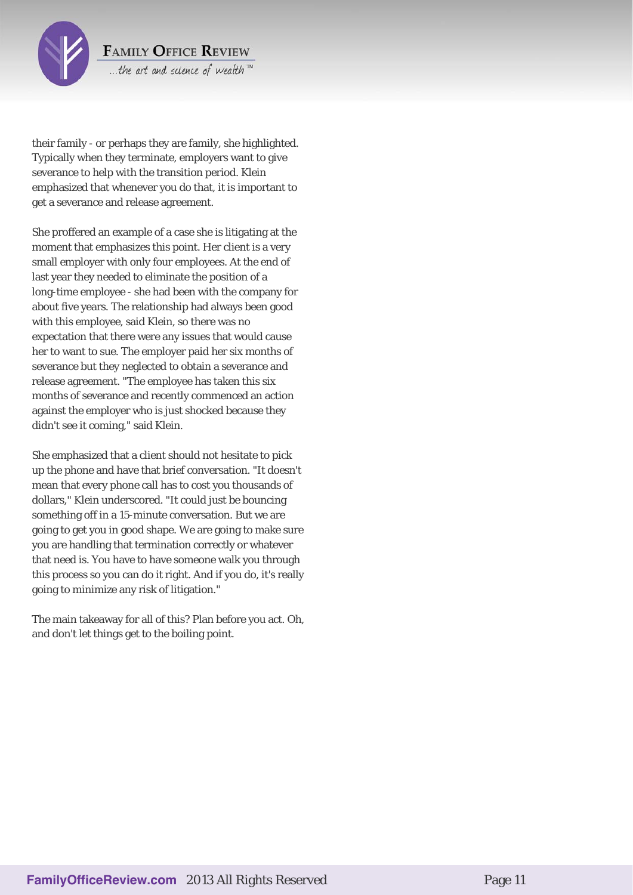their family - or perhaps they are family, she highlighted. Typically when they terminate, employers want to give severance to help with the transition period. Klein emphasized that whenever you do that, it is important to get a severance and release agreement.

She proffered an example of a case she is litigating at the moment that emphasizes this point. Her client is a very small employer with only four employees. At the end of last year they needed to eliminate the position of a long-time employee - she had been with the company for about five years. The relationship had always been good with this employee, said Klein, so there was no expectation that there were any issues that would cause her to want to sue. The employer paid her six months of severance but they neglected to obtain a severance and release agreement. "The employee has taken this six months of severance and recently commenced an action against the employer who is just shocked because they didn't see it coming," said Klein.

She emphasized that a client should not hesitate to pick up the phone and have that brief conversation. "It doesn't mean that every phone call has to cost you thousands of dollars," Klein underscored. "It could just be bouncing something off in a 15-minute conversation. But we are going to get you in good shape. We are going to make sure you are handling that termination correctly or whatever that need is. You have to have someone walk you through this process so you can do it right. And if you do, it's really going to minimize any risk of litigation."

The main takeaway for all of this? Plan before you act. Oh, and don't let things get to the boiling point.